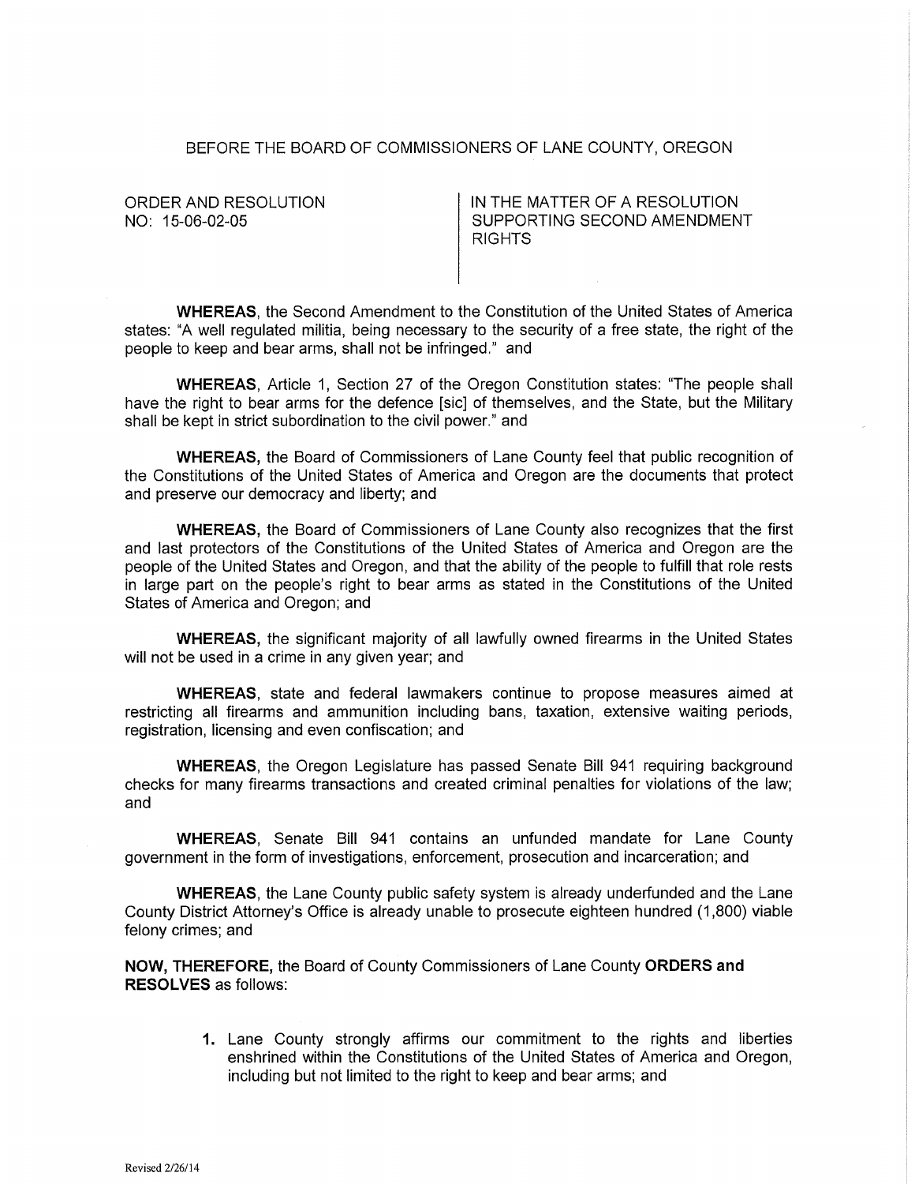BEFORE THE BOARD OF COMMISSIONERS OF LANE COUNTY, OREGON

| ORDER AND RESOLUTION NO: 15-06-02-05 | IN THE MATTER OF A RESOLUTION SUPPORTING SECOND AMENDMENT RIGHTS |
| --- | --- |

**WHEREAS**, the Second Amendment to the Constitution of the United States of America states: "A well regulated militia, being necessary to the security of a free state, the right of the people to keep and bear arms, shall not be infringed." and

**WHEREAS**, Article 1, Section 27 of the Oregon Constitution states: "The people shall have the right to bear arms for the defence [sic] of themselves, and the State, but the Military shall be kept in strict subordination to the civil power." and

**WHEREAS,** the Board of Commissioners of Lane County feel that public recognition of the Constitutions of the United States of America and Oregon are the documents that protect and preserve our democracy and liberty; and

**WHEREAS,** the Board of Commissioners of Lane County also recognizes that the first and last protectors of the Constitutions of the United States of America and Oregon are the people of the United States and Oregon, and that the ability of the people to fulfill that role rests in large part on the people's right to bear arms as stated in the Constitutions of the United States of America and Oregon; and

**WHEREAS,** the significant majority of all lawfully owned firearms in the United States will not be used in a crime in any given year; and

**WHEREAS**, state and federal lawmakers continue to propose measures aimed at restricting all firearms and ammunition including bans, taxation, extensive waiting periods, registration, licensing and even confiscation; and

**WHEREAS**, the Oregon Legislature has passed Senate Bill 941 requiring background checks for many firearms transactions and created criminal penalties for violations of the law; and

**WHEREAS**, Senate Bill 941 contains an unfunded mandate for Lane County government in the form of investigations, enforcement, prosecution and incarceration; and

**WHEREAS**, the Lane County public safety system is already underfunded and the Lane County District Attorney's Office is already unable to prosecute eighteen hundred (1,800) viable felony crimes; and

**NOW, THEREFORE,** the Board of County Commissioners of Lane County **ORDERS and RESOLVES** as follows:

1. Lane County strongly affirms our commitment to the rights and liberties enshrined within the Constitutions of the United States of America and Oregon, including but not limited to the right to keep and bear arms; and

Revised 2/26/14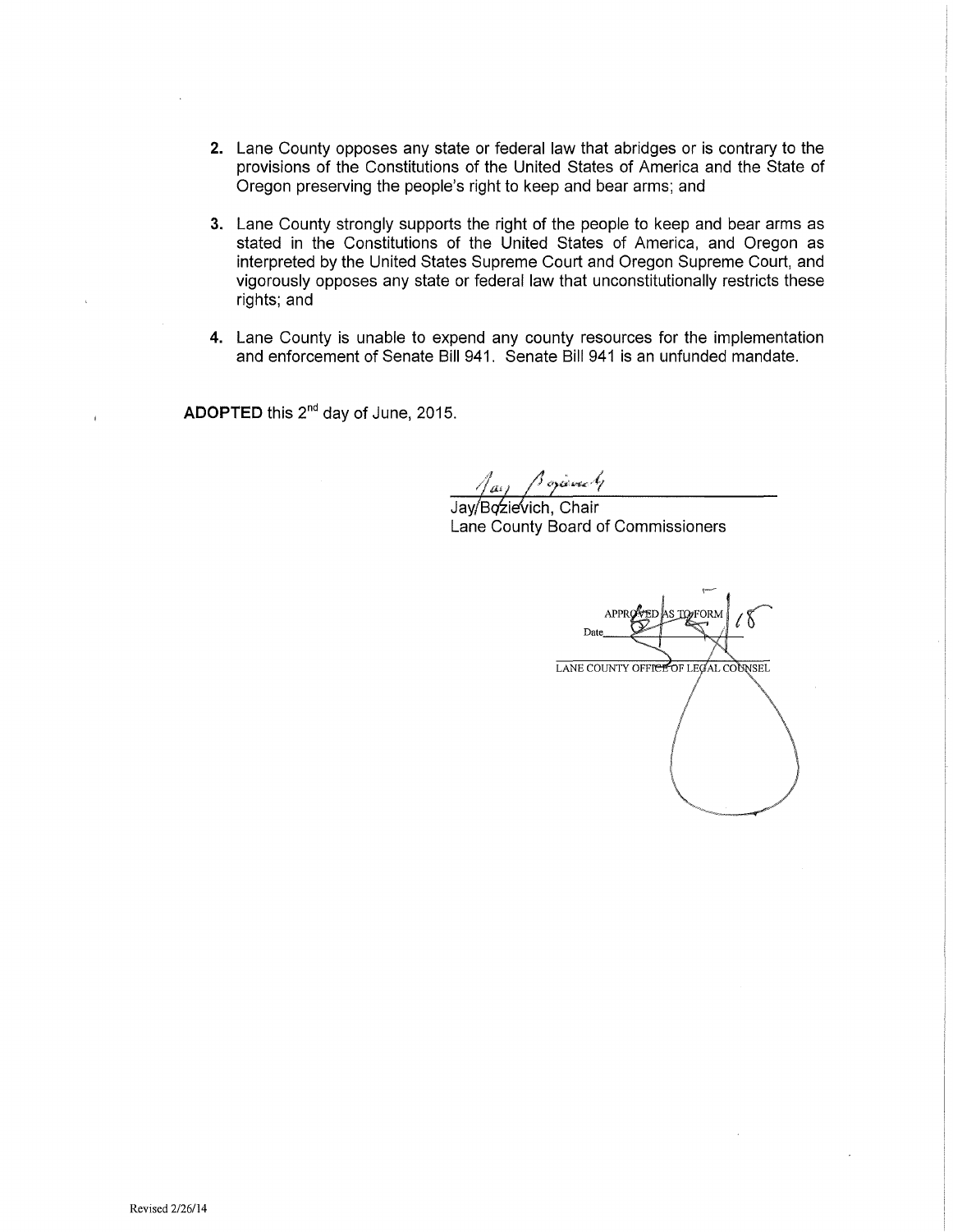2. Lane County opposes any state or federal law that abridges or is contrary to the provisions of the Constitutions of the United States of America and the State of Oregon preserving the people's right to keep and bear arms; and

3. Lane County strongly supports the right of the people to keep and bear arms as stated in the Constitutions of the United States of America, and Oregon as interpreted by the United States Supreme Court and Oregon Supreme Court, and vigorously opposes any state or federal law that unconstitutionally restricts these rights; and

4. Lane County is unable to expend any county resources for the implementation and enforcement of Senate Bill 941. Senate Bill 941 is an unfunded mandate.

**ADOPTED** this 2nd day of June, 2015.

Jay Bozievich, Chair
Lane County Board of Commissioners

APPROVED AS TO FORM
Date 6/1/15
LANE COUNTY OFFICE OF LEGAL COUNSEL

Revised 2/26/14